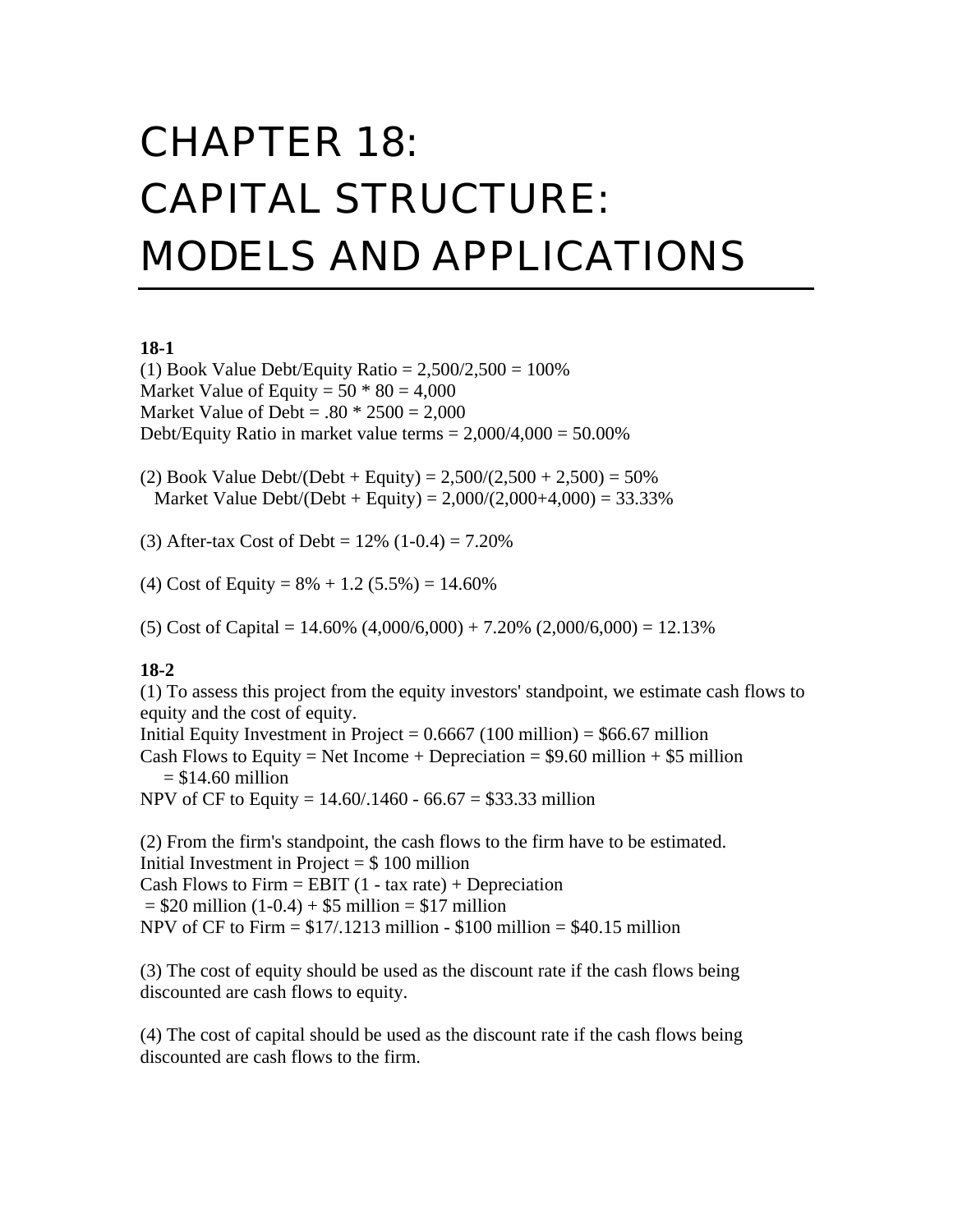# CHAPTER 18: CAPITAL STRUCTURE: MODELS AND APPLICATIONS

**18-1**

(1) Book Value Debt/Equity Ratio = 2,500/2,500 = 100%
Market Value of Equity = 50 * 80 = 4,000
Market Value of Debt = .80 * 2500 = 2,000
Debt/Equity Ratio in market value terms = 2,000/4,000 = 50.00%

(2) Book Value Debt/(Debt + Equity) = 2,500/(2,500 + 2,500) = 50%
Market Value Debt/(Debt + Equity) = 2,000/(2,000+4,000) = 33.33%

(3) After-tax Cost of Debt = 12% (1-0.4) = 7.20%

(4) Cost of Equity = 8% + 1.2 (5.5%) = 14.60%

(5) Cost of Capital = 14.60% (4,000/6,000) + 7.20% (2,000/6,000) = 12.13%

**18-2**

(1) To assess this project from the equity investors' standpoint, we estimate cash flows to equity and the cost of equity.
Initial Equity Investment in Project = 0.6667 (100 million) = $66.67 million
Cash Flows to Equity = Net Income + Depreciation = $9.60 million + $5 million = $14.60 million
NPV of CF to Equity = 14.60/.1460 - 66.67 = $33.33 million

(2) From the firm's standpoint, the cash flows to the firm have to be estimated.
Initial Investment in Project = $ 100 million
Cash Flows to Firm = EBIT (1 - tax rate) + Depreciation
= $20 million (1-0.4) + $5 million = $17 million
NPV of CF to Firm = $17/.1213 million - $100 million = $40.15 million

(3) The cost of equity should be used as the discount rate if the cash flows being discounted are cash flows to equity.

(4) The cost of capital should be used as the discount rate if the cash flows being discounted are cash flows to the firm.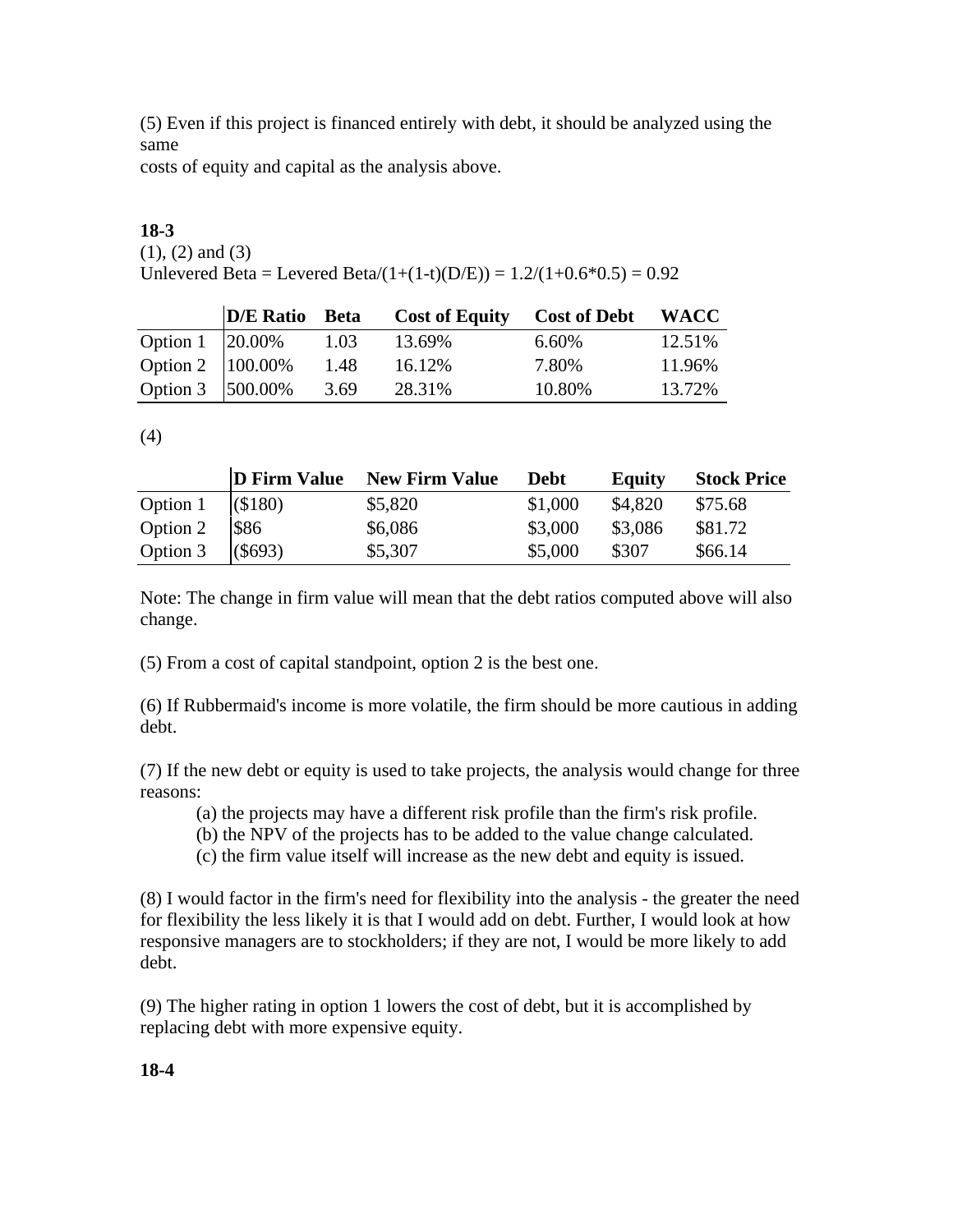(5) Even if this project is financed entirely with debt, it should be analyzed using the same
costs of equity and capital as the analysis above.

**18-3**

(1), (2) and (3)

Unlevered Beta = Levered Beta/(1+(1-t)(D/E)) = 1.2/(1+0.6*0.5) = 0.92

| | D/E Ratio | Beta | Cost of Equity | Cost of Debt | WACC |
|---|---|---|---|---|---|
| Option 1 | 20.00% | 1.03 | 13.69% | 6.60% | 12.51% |
| Option 2 | 100.00% | 1.48 | 16.12% | 7.80% | 11.96% |
| Option 3 | 500.00% | 3.69 | 28.31% | 10.80% | 13.72% |

(4)

| | D Firm Value | New Firm Value | Debt | Equity | Stock Price |
|---|---|---|---|---|---|
| Option 1 | ($180) | $5,820 | $1,000 | $4,820 | $75.68 |
| Option 2 | $86 | $6,086 | $3,000 | $3,086 | $81.72 |
| Option 3 | ($693) | $5,307 | $5,000 | $307 | $66.14 |

Note: The change in firm value will mean that the debt ratios computed above will also change.

(5) From a cost of capital standpoint, option 2 is the best one.

(6) If Rubbermaid's income is more volatile, the firm should be more cautious in adding debt.

(7) If the new debt or equity is used to take projects, the analysis would change for three reasons:

(a) the projects may have a different risk profile than the firm's risk profile.
(b) the NPV of the projects has to be added to the value change calculated.
(c) the firm value itself will increase as the new debt and equity is issued.

(8) I would factor in the firm's need for flexibility into the analysis - the greater the need for flexibility the less likely it is that I would add on debt. Further, I would look at how responsive managers are to stockholders; if they are not, I would be more likely to add debt.

(9) The higher rating in option 1 lowers the cost of debt, but it is accomplished by replacing debt with more expensive equity.

**18-4**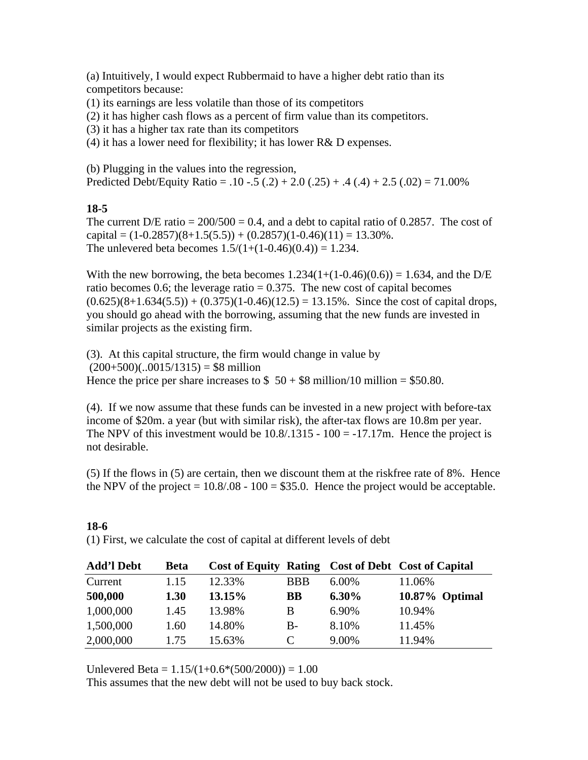(a) Intuitively, I would expect Rubbermaid to have a higher debt ratio than its competitors because:

(1) its earnings are less volatile than those of its competitors

(2) it has higher cash flows as a percent of firm value than its competitors.

(3) it has a higher tax rate than its competitors

(4) it has a lower need for flexibility; it has lower R& D expenses.

(b) Plugging in the values into the regression,

Predicted Debt/Equity Ratio = .10 -.5 (.2) + 2.0 (.25) + .4 (.4) + 2.5 (.02) = 71.00%

**18-5**

The current D/E ratio = 200/500 = 0.4, and a debt to capital ratio of 0.2857. The cost of capital = (1-0.2857)(8+1.5(5.5)) + (0.2857)(1-0.46)(11) = 13.30%.

The unlevered beta becomes 1.5/(1+(1-0.46)(0.4)) = 1.234.

With the new borrowing, the beta becomes 1.234(1+(1-0.46)(0.6)) = 1.634, and the D/E ratio becomes 0.6; the leverage ratio = 0.375. The new cost of capital becomes (0.625)(8+1.634(5.5)) + (0.375)(1-0.46)(12.5) = 13.15%. Since the cost of capital drops, you should go ahead with the borrowing, assuming that the new funds are invested in similar projects as the existing firm.

(3). At this capital structure, the firm would change in value by
(200+500)(..0015/1315) = $8 million

Hence the price per share increases to $ 50 + $8 million/10 million = $50.80.

(4). If we now assume that these funds can be invested in a new project with before-tax income of $20m. a year (but with similar risk), the after-tax flows are 10.8m per year. The NPV of this investment would be 10.8/.1315 - 100 = -17.17m. Hence the project is not desirable.

(5) If the flows in (5) are certain, then we discount them at the riskfree rate of 8%. Hence the NPV of the project = 10.8/.08 - 100 = $35.0. Hence the project would be acceptable.

**18-6**

(1) First, we calculate the cost of capital at different levels of debt

| Add'l Debt | Beta | Cost of Equity | Rating | Cost of Debt | Cost of Capital |
|---|---|---|---|---|---|
| Current | 1.15 | 12.33% | BBB | 6.00% | 11.06% |
| **500,000** | **1.30** | **13.15%** | **BB** | **6.30%** | **10.87% Optimal** |
| 1,000,000 | 1.45 | 13.98% | B | 6.90% | 10.94% |
| 1,500,000 | 1.60 | 14.80% | B- | 8.10% | 11.45% |
| 2,000,000 | 1.75 | 15.63% | C | 9.00% | 11.94% |

Unlevered Beta = 1.15/(1+0.6*(500/2000)) = 1.00

This assumes that the new debt will not be used to buy back stock.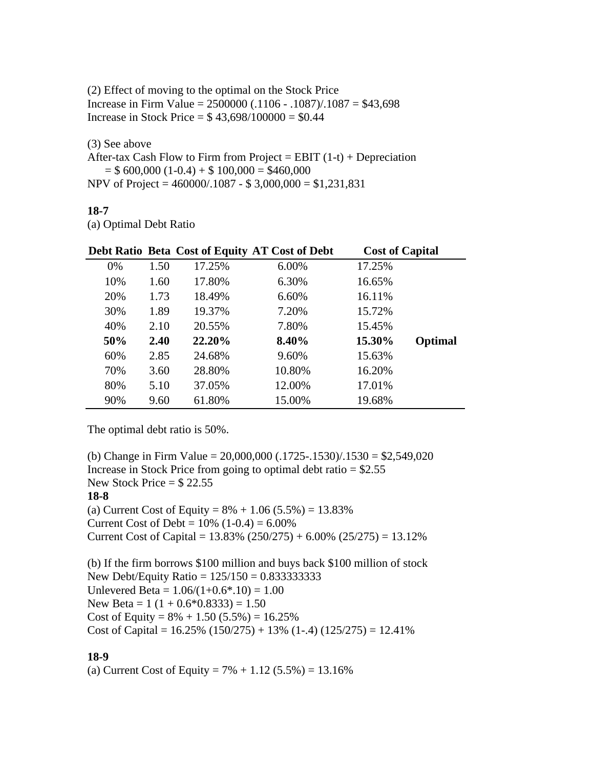(2) Effect of moving to the optimal on the Stock Price
Increase in Firm Value = 2500000 (.1106 - .1087)/.1087 = $43,698
Increase in Stock Price = $ 43,698/100000 = $0.44

(3) See above
After-tax Cash Flow to Firm from Project = EBIT (1-t) + Depreciation
= $ 600,000 (1-0.4) + $ 100,000 = $460,000
NPV of Project = 460000/.1087 - $ 3,000,000 = $1,231,831

**18-7**

(a) Optimal Debt Ratio

| Debt Ratio | Beta | Cost of Equity | AT Cost of Debt | Cost of Capital | |
|---|---|---|---|---|---|
| 0% | 1.50 | 17.25% | 6.00% | 17.25% | |
| 10% | 1.60 | 17.80% | 6.30% | 16.65% | |
| 20% | 1.73 | 18.49% | 6.60% | 16.11% | |
| 30% | 1.89 | 19.37% | 7.20% | 15.72% | |
| 40% | 2.10 | 20.55% | 7.80% | 15.45% | |
| **50%** | **2.40** | **22.20%** | **8.40%** | **15.30%** | **Optimal** |
| 60% | 2.85 | 24.68% | 9.60% | 15.63% | |
| 70% | 3.60 | 28.80% | 10.80% | 16.20% | |
| 80% | 5.10 | 37.05% | 12.00% | 17.01% | |
| 90% | 9.60 | 61.80% | 15.00% | 19.68% | |

The optimal debt ratio is 50%.

(b) Change in Firm Value = 20,000,000 (.1725-.1530)/.1530 = $2,549,020
Increase in Stock Price from going to optimal debt ratio = $2.55
New Stock Price = $ 22.55

**18-8**

(a) Current Cost of Equity = 8% + 1.06 (5.5%) = 13.83%
Current Cost of Debt = 10% (1-0.4) = 6.00%
Current Cost of Capital = 13.83% (250/275) + 6.00% (25/275) = 13.12%

(b) If the firm borrows $100 million and buys back $100 million of stock
New Debt/Equity Ratio = 125/150 = 0.833333333
Unlevered Beta = 1.06/(1+0.6*.10) = 1.00
New Beta = 1 (1 + 0.6*0.8333) = 1.50
Cost of Equity = 8% + 1.50 (5.5%) = 16.25%
Cost of Capital = 16.25% (150/275) + 13% (1-.4) (125/275) = 12.41%

**18-9**

(a) Current Cost of Equity = 7% + 1.12 (5.5%) = 13.16%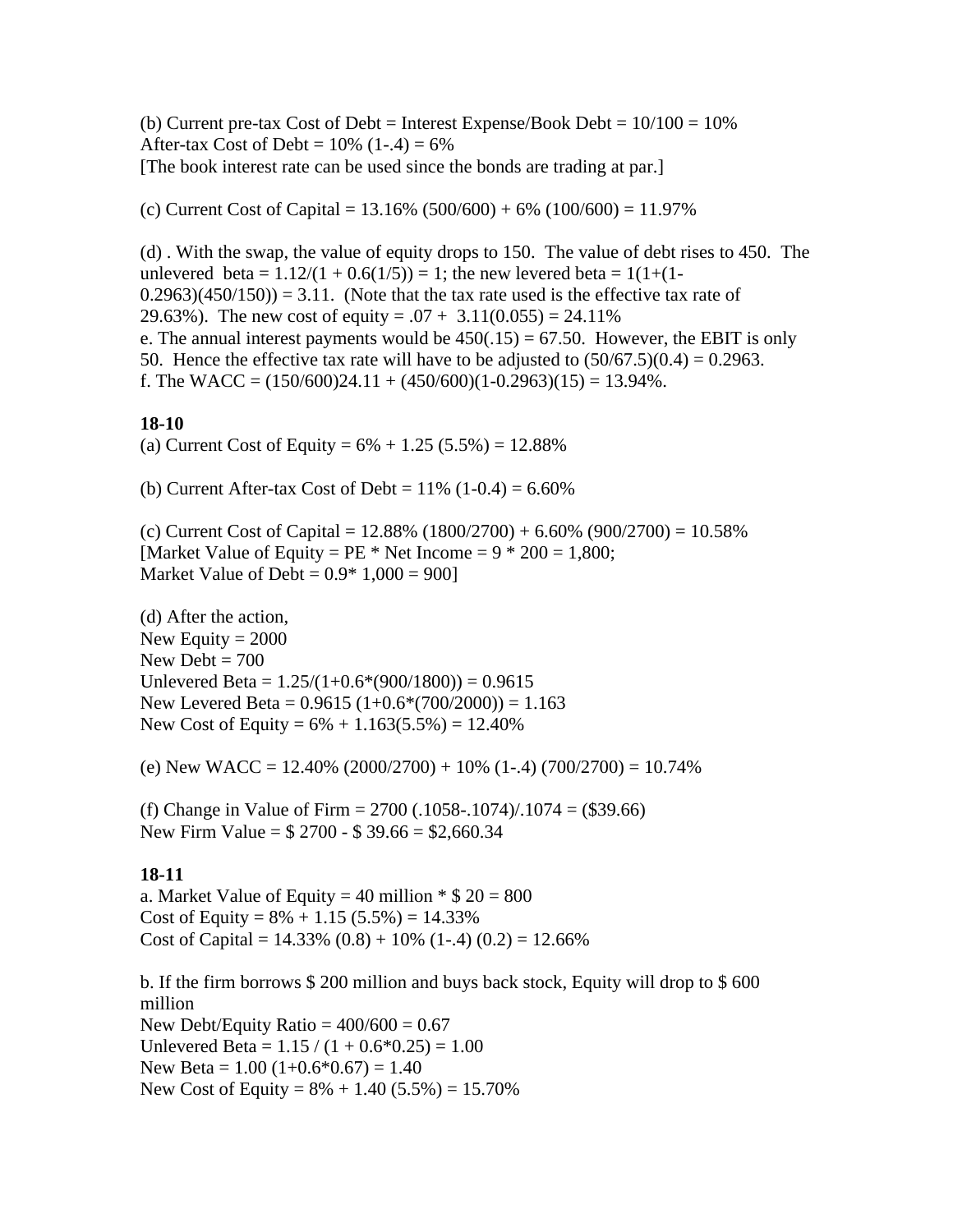(b) Current pre-tax Cost of Debt = Interest Expense/Book Debt = 10/100 = 10%
After-tax Cost of Debt = 10% (1-.4) = 6%
[The book interest rate can be used since the bonds are trading at par.]

(c) Current Cost of Capital = 13.16% (500/600) + 6% (100/600) = 11.97%

(d) . With the swap, the value of equity drops to 150. The value of debt rises to 450. The unlevered beta = 1.12/(1 + 0.6(1/5)) = 1; the new levered beta = 1(1+(1-0.2963)(450/150)) = 3.11. (Note that the tax rate used is the effective tax rate of 29.63%). The new cost of equity = .07 + 3.11(0.055) = 24.11%
e. The annual interest payments would be 450(.15) = 67.50. However, the EBIT is only 50. Hence the effective tax rate will have to be adjusted to (50/67.5)(0.4) = 0.2963.
f. The WACC = (150/600)24.11 + (450/600)(1-0.2963)(15) = 13.94%.

**18-10**
(a) Current Cost of Equity = 6% + 1.25 (5.5%) = 12.88%

(b) Current After-tax Cost of Debt = 11% (1-0.4) = 6.60%

(c) Current Cost of Capital = 12.88% (1800/2700) + 6.60% (900/2700) = 10.58%
[Market Value of Equity = PE * Net Income = 9 * 200 = 1,800;
Market Value of Debt = 0.9* 1,000 = 900]

(d) After the action,
New Equity = 2000
New Debt = 700
Unlevered Beta = 1.25/(1+0.6*(900/1800)) = 0.9615
New Levered Beta = 0.9615 (1+0.6*(700/2000)) = 1.163
New Cost of Equity = 6% + 1.163(5.5%) = 12.40%

(e) New WACC = 12.40% (2000/2700) + 10% (1-.4) (700/2700) = 10.74%

(f) Change in Value of Firm = 2700 (.1058-.1074)/.1074 = ($39.66)
New Firm Value = $ 2700 - $ 39.66 = $2,660.34

**18-11**
a. Market Value of Equity = 40 million * $ 20 = 800
Cost of Equity = 8% + 1.15 (5.5%) = 14.33%
Cost of Capital = 14.33% (0.8) + 10% (1-.4) (0.2) = 12.66%

b. If the firm borrows $ 200 million and buys back stock, Equity will drop to $ 600 million
New Debt/Equity Ratio = 400/600 = 0.67
Unlevered Beta = 1.15 / (1 + 0.6*0.25) = 1.00
New Beta = 1.00 (1+0.6*0.67) = 1.40
New Cost of Equity = 8% + 1.40 (5.5%) = 15.70%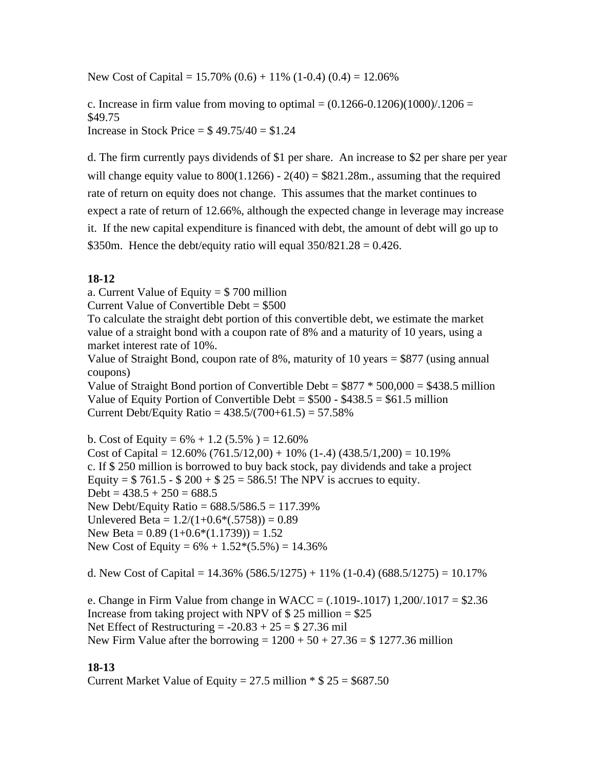New Cost of Capital = 15.70% (0.6) + 11% (1-0.4) (0.4) = 12.06%

c. Increase in firm value from moving to optimal = (0.1266-0.1206)(1000)/.1206 = $49.75
Increase in Stock Price = $ 49.75/40 = $1.24

d. The firm currently pays dividends of $1 per share. An increase to $2 per share per year will change equity value to 800(1.1266) - 2(40) = $821.28m., assuming that the required rate of return on equity does not change. This assumes that the market continues to expect a rate of return of 12.66%, although the expected change in leverage may increase it. If the new capital expenditure is financed with debt, the amount of debt will go up to $350m. Hence the debt/equity ratio will equal 350/821.28 = 0.426.

**18-12**

a. Current Value of Equity = $ 700 million
Current Value of Convertible Debt = $500
To calculate the straight debt portion of this convertible debt, we estimate the market value of a straight bond with a coupon rate of 8% and a maturity of 10 years, using a market interest rate of 10%.
Value of Straight Bond, coupon rate of 8%, maturity of 10 years = $877 (using annual coupons)
Value of Straight Bond portion of Convertible Debt = $877 * 500,000 = $438.5 million
Value of Equity Portion of Convertible Debt = $500 - $438.5 = $61.5 million
Current Debt/Equity Ratio = 438.5/(700+61.5) = 57.58%

b. Cost of Equity = 6% + 1.2 (5.5% ) = 12.60%
Cost of Capital = 12.60% (761.5/12,00) + 10% (1-.4) (438.5/1,200) = 10.19%
c. If $ 250 million is borrowed to buy back stock, pay dividends and take a project
Equity = $ 761.5 - $ 200 + $ 25 = 586.5! The NPV is accrues to equity.
Debt = 438.5 + 250 = 688.5
New Debt/Equity Ratio = 688.5/586.5 = 117.39%
Unlevered Beta = 1.2/(1+0.6*(.5758)) = 0.89
New Beta = 0.89 (1+0.6*(1.1739)) = 1.52
New Cost of Equity = 6% + 1.52*(5.5%) = 14.36%

d. New Cost of Capital = 14.36% (586.5/1275) + 11% (1-0.4) (688.5/1275) = 10.17%

e. Change in Firm Value from change in WACC = (.1019-.1017) 1,200/.1017 = $2.36
Increase from taking project with NPV of $ 25 million = $25
Net Effect of Restructuring = -20.83 + 25 = $ 27.36 mil
New Firm Value after the borrowing = 1200 + 50 + 27.36 = $ 1277.36 million

**18-13**

Current Market Value of Equity = 27.5 million * $ 25 = $687.50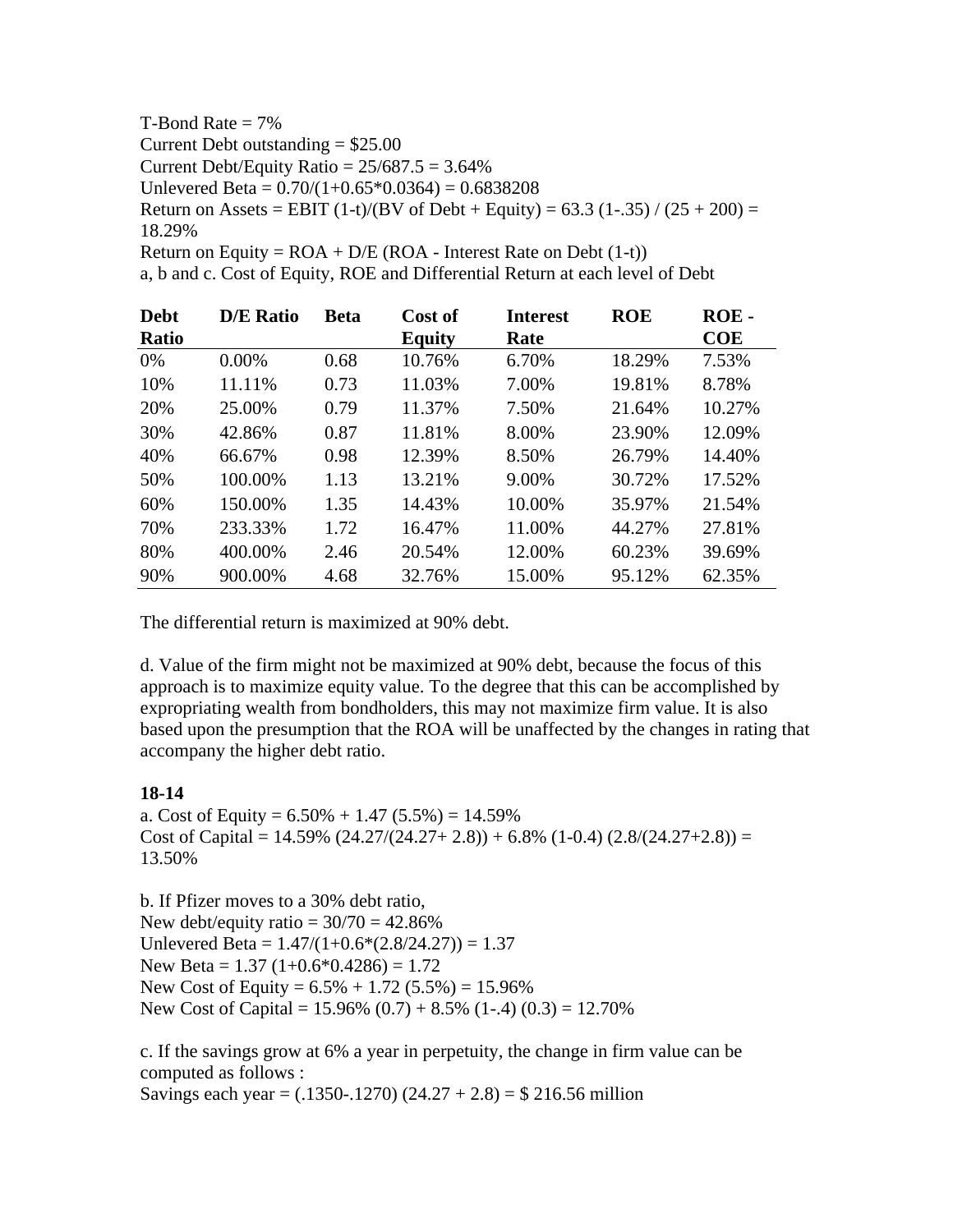T-Bond Rate = 7%
Current Debt outstanding = \$25.00
Current Debt/Equity Ratio = 25/687.5 = 3.64%
Unlevered Beta = 0.70/(1+0.65*0.0364) = 0.6838208
Return on Assets = EBIT (1-t)/(BV of Debt + Equity) = 63.3 (1-.35) / (25 + 200) = 18.29%
Return on Equity = ROA + D/E (ROA - Interest Rate on Debt (1-t))
a, b and c. Cost of Equity, ROE and Differential Return at each level of Debt

| Debt Ratio | D/E Ratio | Beta | Cost of Equity | Interest Rate | ROE | ROE - COE |
|---|---|---|---|---|---|---|
| 0% | 0.00% | 0.68 | 10.76% | 6.70% | 18.29% | 7.53% |
| 10% | 11.11% | 0.73 | 11.03% | 7.00% | 19.81% | 8.78% |
| 20% | 25.00% | 0.79 | 11.37% | 7.50% | 21.64% | 10.27% |
| 30% | 42.86% | 0.87 | 11.81% | 8.00% | 23.90% | 12.09% |
| 40% | 66.67% | 0.98 | 12.39% | 8.50% | 26.79% | 14.40% |
| 50% | 100.00% | 1.13 | 13.21% | 9.00% | 30.72% | 17.52% |
| 60% | 150.00% | 1.35 | 14.43% | 10.00% | 35.97% | 21.54% |
| 70% | 233.33% | 1.72 | 16.47% | 11.00% | 44.27% | 27.81% |
| 80% | 400.00% | 2.46 | 20.54% | 12.00% | 60.23% | 39.69% |
| 90% | 900.00% | 4.68 | 32.76% | 15.00% | 95.12% | 62.35% |

The differential return is maximized at 90% debt.

d. Value of the firm might not be maximized at 90% debt, because the focus of this approach is to maximize equity value. To the degree that this can be accomplished by expropriating wealth from bondholders, this may not maximize firm value. It is also based upon the presumption that the ROA will be unaffected by the changes in rating that accompany the higher debt ratio.

**18-14**

a. Cost of Equity = 6.50% + 1.47 (5.5%) = 14.59%
Cost of Capital = 14.59% (24.27/(24.27+ 2.8)) + 6.8% (1-0.4) (2.8/(24.27+2.8)) = 13.50%

b. If Pfizer moves to a 30% debt ratio,
New debt/equity ratio = 30/70 = 42.86%
Unlevered Beta = 1.47/(1+0.6*(2.8/24.27)) = 1.37
New Beta = 1.37 (1+0.6*0.4286) = 1.72
New Cost of Equity = 6.5% + 1.72 (5.5%) = 15.96%
New Cost of Capital = 15.96% (0.7) + 8.5% (1-.4) (0.3) = 12.70%

c. If the savings grow at 6% a year in perpetuity, the change in firm value can be computed as follows :
Savings each year = (.1350-.1270) (24.27 + 2.8) = \$ 216.56 million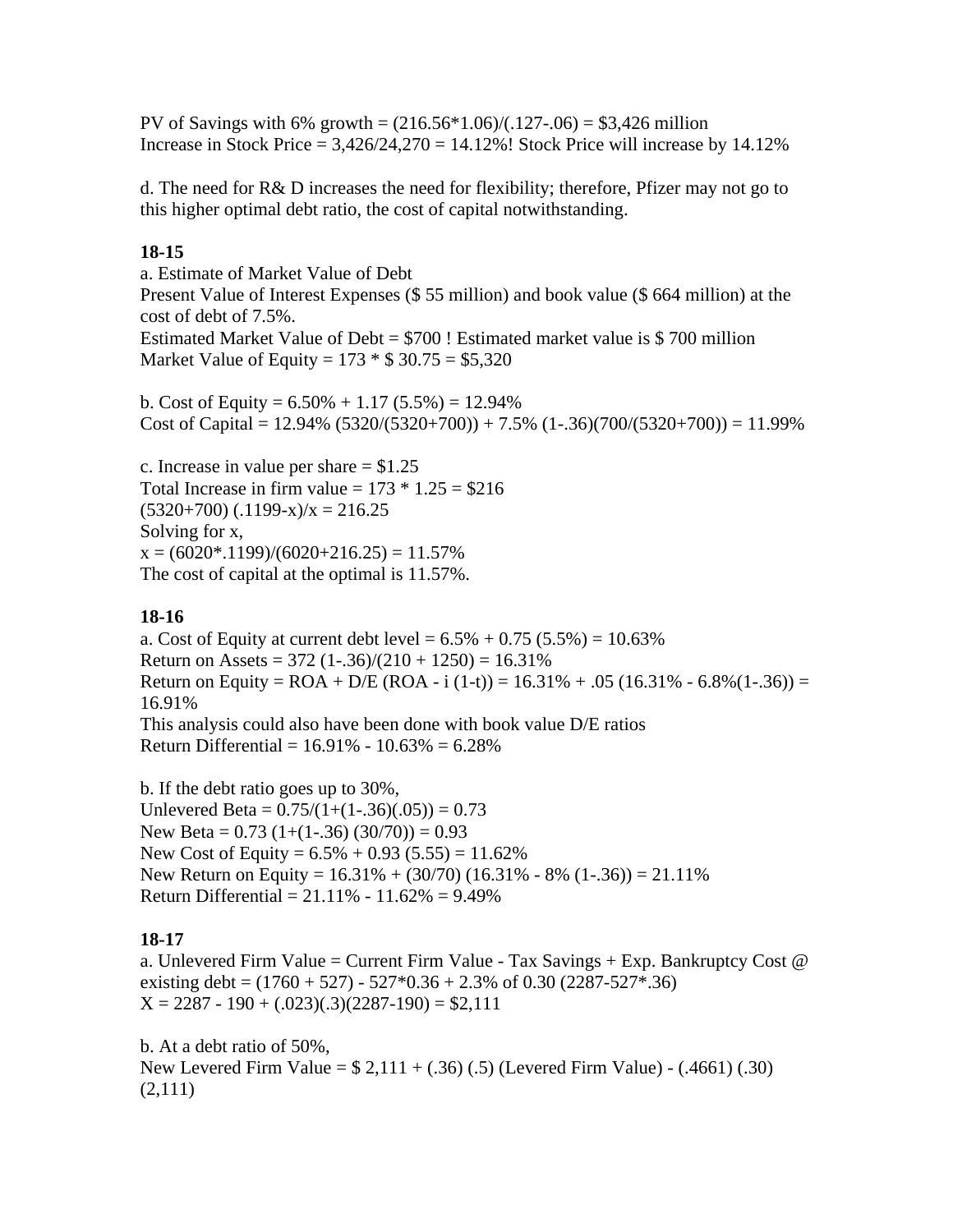PV of Savings with 6% growth = $(216.56*1.06)/(.127-.06)$ = \$3,426 million
Increase in Stock Price = 3,426/24,270 = 14.12%! Stock Price will increase by 14.12%

d. The need for R& D increases the need for flexibility; therefore, Pfizer may not go to this higher optimal debt ratio, the cost of capital notwithstanding.

**18-15**

a. Estimate of Market Value of Debt
Present Value of Interest Expenses (\$ 55 million) and book value (\$ 664 million) at the cost of debt of 7.5%.
Estimated Market Value of Debt = \$700 ! Estimated market value is \$ 700 million
Market Value of Equity = 173 * \$ 30.75 = \$5,320

b. Cost of Equity = 6.50% + 1.17 (5.5%) = 12.94%
Cost of Capital = 12.94% (5320/(5320+700)) + 7.5% (1-.36)(700/(5320+700)) = 11.99%

c. Increase in value per share = \$1.25
Total Increase in firm value = 173 * 1.25 = \$216
(5320+700) (.1199-x)/x = 216.25
Solving for x,
x = (6020*.1199)/(6020+216.25) = 11.57%
The cost of capital at the optimal is 11.57%.

**18-16**

a. Cost of Equity at current debt level = 6.5% + 0.75 (5.5%) = 10.63%
Return on Assets = 372 (1-.36)/(210 + 1250) = 16.31%
Return on Equity = ROA + D/E (ROA - i (1-t)) = 16.31% + .05 (16.31% - 6.8%(1-.36)) = 16.91%
This analysis could also have been done with book value D/E ratios
Return Differential = 16.91% - 10.63% = 6.28%

b. If the debt ratio goes up to 30%,
Unlevered Beta = 0.75/(1+(1-.36)(.05)) = 0.73
New Beta = 0.73 (1+(1-.36) (30/70)) = 0.93
New Cost of Equity = 6.5% + 0.93 (5.55) = 11.62%
New Return on Equity = 16.31% + (30/70) (16.31% - 8% (1-.36)) = 21.11%
Return Differential = 21.11% - 11.62% = 9.49%

**18-17**

a. Unlevered Firm Value = Current Firm Value - Tax Savings + Exp. Bankruptcy Cost @ existing debt = (1760 + 527) - 527*0.36 + 2.3% of 0.30 (2287-527*.36)
X = 2287 - 190 + (.023)(.3)(2287-190) = \$2,111

b. At a debt ratio of 50%,
New Levered Firm Value = \$ 2,111 + (.36) (.5) (Levered Firm Value) - (.4661) (.30) (2,111)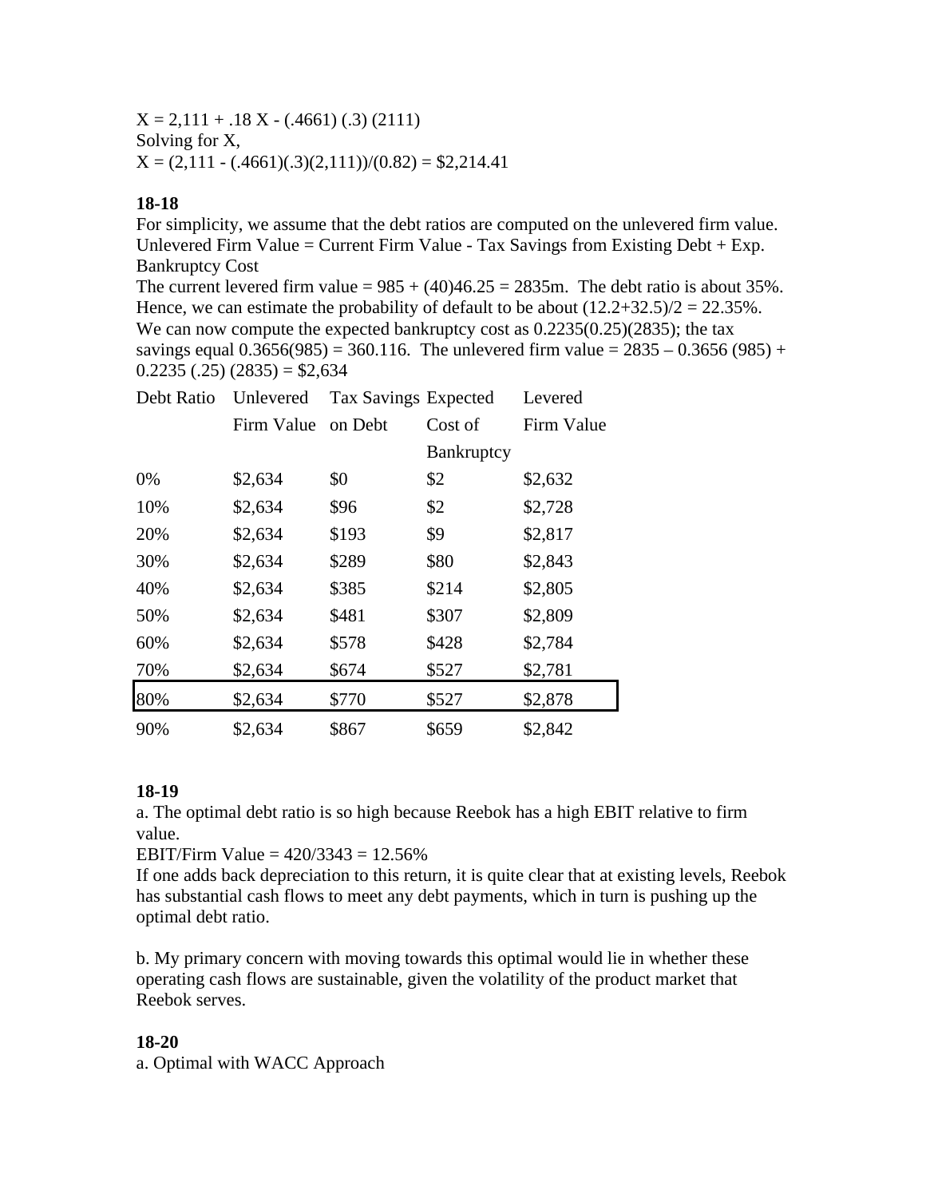$X = 2{,}111 + .18\,X - (.4661)\,(.3)\,(2111)$
Solving for X,
$X = (2{,}111 - (.4661)(.3)(2{,}111))/(0.82) = \$2{,}214.41$

**18-18**

For simplicity, we assume that the debt ratios are computed on the unlevered firm value.
Unlevered Firm Value = Current Firm Value - Tax Savings from Existing Debt + Exp. Bankruptcy Cost
The current levered firm value = 985 + (40)46.25 = 2835m. The debt ratio is about 35%. Hence, we can estimate the probability of default to be about (12.2+32.5)/2 = 22.35%.
We can now compute the expected bankruptcy cost as 0.2235(0.25)(2835); the tax savings equal 0.3656(985) = 360.116. The unlevered firm value = 2835 – 0.3656 (985) + 0.2235 (.25) (2835) = $2,634

| Debt Ratio | Unlevered Firm Value | Tax Savings on Debt | Expected Cost of Bankruptcy | Levered Firm Value |
|---|---|---|---|---|
| 0% | $2,634 | $0 | $2 | $2,632 |
| 10% | $2,634 | $96 | $2 | $2,728 |
| 20% | $2,634 | $193 | $9 | $2,817 |
| 30% | $2,634 | $289 | $80 | $2,843 |
| 40% | $2,634 | $385 | $214 | $2,805 |
| 50% | $2,634 | $481 | $307 | $2,809 |
| 60% | $2,634 | $578 | $428 | $2,784 |
| 70% | $2,634 | $674 | $527 | $2,781 |
| 80% | $2,634 | $770 | $527 | $2,878 |
| 90% | $2,634 | $867 | $659 | $2,842 |

**18-19**

a. The optimal debt ratio is so high because Reebok has a high EBIT relative to firm value.
EBIT/Firm Value = 420/3343 = 12.56%
If one adds back depreciation to this return, it is quite clear that at existing levels, Reebok has substantial cash flows to meet any debt payments, which in turn is pushing up the optimal debt ratio.

b. My primary concern with moving towards this optimal would lie in whether these operating cash flows are sustainable, given the volatility of the product market that Reebok serves.

**18-20**

a. Optimal with WACC Approach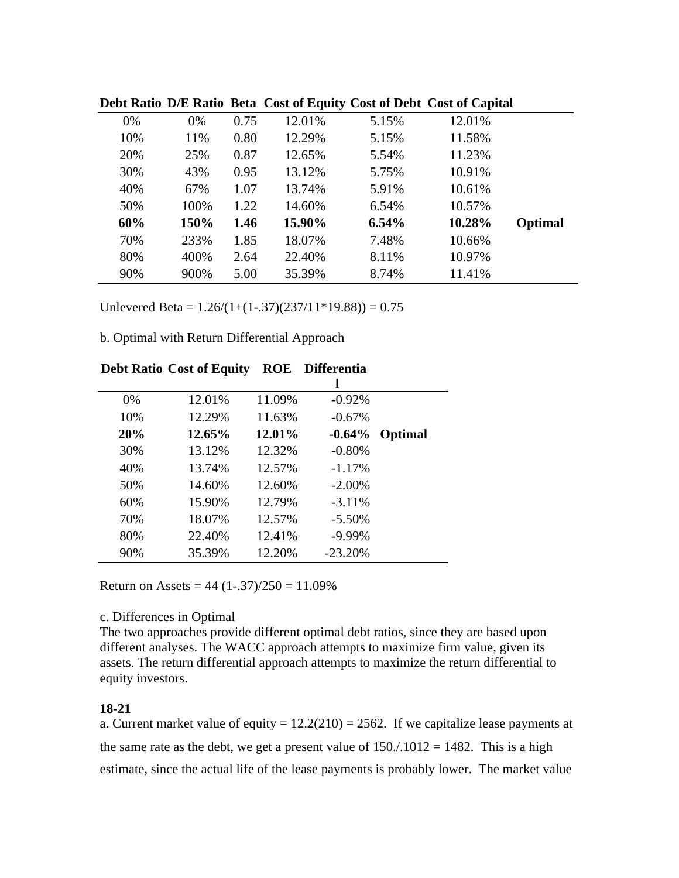| Debt Ratio | D/E Ratio | Beta | Cost of Equity | Cost of Debt | Cost of Capital | |
|---|---|---|---|---|---|---|
| 0% | 0% | 0.75 | 12.01% | 5.15% | 12.01% | |
| 10% | 11% | 0.80 | 12.29% | 5.15% | 11.58% | |
| 20% | 25% | 0.87 | 12.65% | 5.54% | 11.23% | |
| 30% | 43% | 0.95 | 13.12% | 5.75% | 10.91% | |
| 40% | 67% | 1.07 | 13.74% | 5.91% | 10.61% | |
| 50% | 100% | 1.22 | 14.60% | 6.54% | 10.57% | |
| **60%** | **150%** | **1.46** | **15.90%** | **6.54%** | **10.28%** | **Optimal** |
| 70% | 233% | 1.85 | 18.07% | 7.48% | 10.66% | |
| 80% | 400% | 2.64 | 22.40% | 8.11% | 10.97% | |
| 90% | 900% | 5.00 | 35.39% | 8.74% | 11.41% | |

Unlevered Beta = 1.26/(1+(1-.37)(237/11*19.88)) = 0.75

b. Optimal with Return Differential Approach

| Debt Ratio | Cost of Equity | ROE | Differential | |
|---|---|---|---|---|
| 0% | 12.01% | 11.09% | -0.92% | |
| 10% | 12.29% | 11.63% | -0.67% | |
| **20%** | **12.65%** | **12.01%** | **-0.64%** | **Optimal** |
| 30% | 13.12% | 12.32% | -0.80% | |
| 40% | 13.74% | 12.57% | -1.17% | |
| 50% | 14.60% | 12.60% | -2.00% | |
| 60% | 15.90% | 12.79% | -3.11% | |
| 70% | 18.07% | 12.57% | -5.50% | |
| 80% | 22.40% | 12.41% | -9.99% | |
| 90% | 35.39% | 12.20% | -23.20% | |

Return on Assets = 44 (1-.37)/250 = 11.09%

c. Differences in Optimal

The two approaches provide different optimal debt ratios, since they are based upon different analyses. The WACC approach attempts to maximize firm value, given its assets. The return differential approach attempts to maximize the return differential to equity investors.

**18-21**

a. Current market value of equity = 12.2(210) = 2562. If we capitalize lease payments at the same rate as the debt, we get a present value of 150./.1012 = 1482. This is a high estimate, since the actual life of the lease payments is probably lower. The market value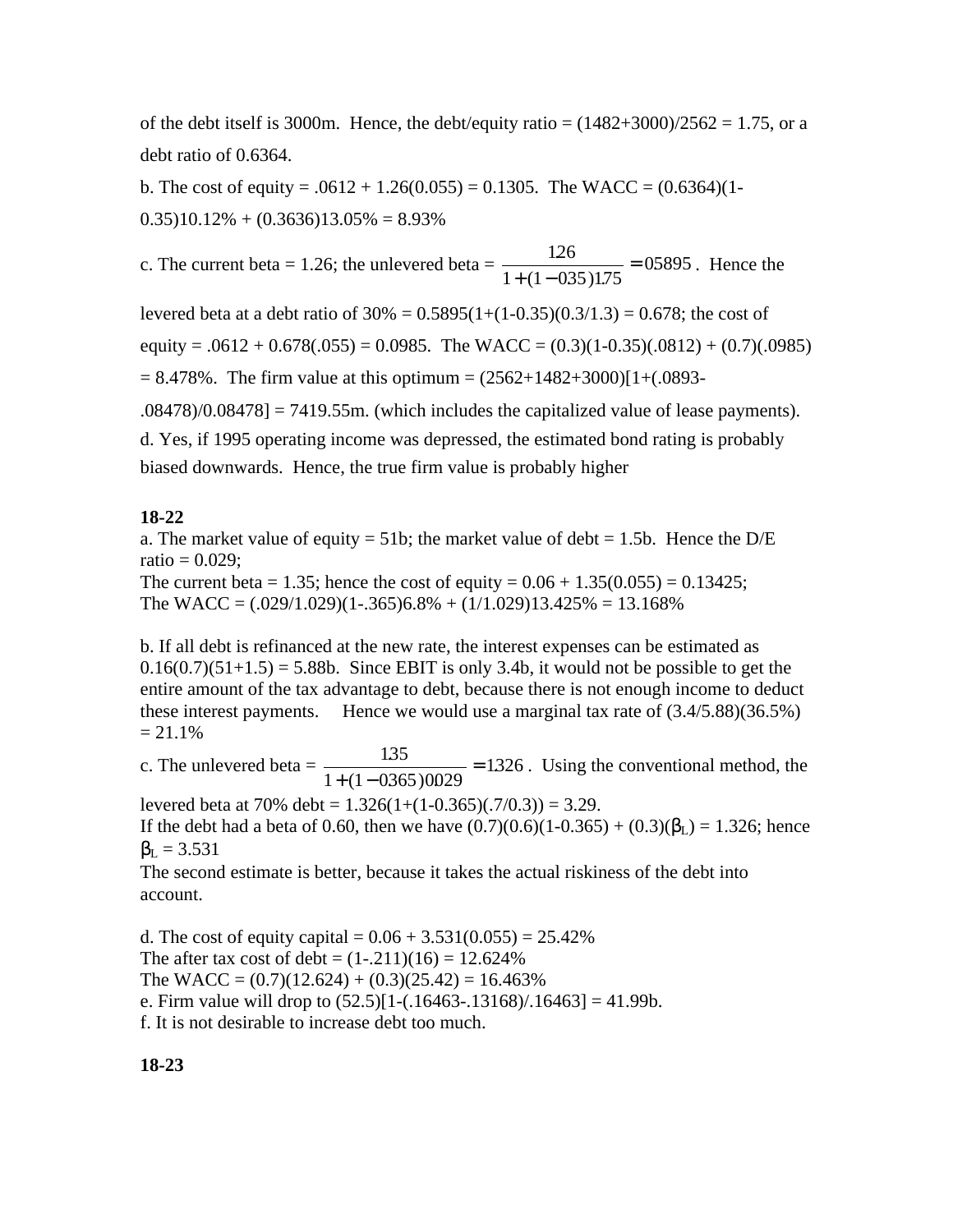of the debt itself is 3000m. Hence, the debt/equity ratio = (1482+3000)/2562 = 1.75, or a debt ratio of 0.6364.

b. The cost of equity = .0612 + 1.26(0.055) = 0.1305. The WACC = (0.6364)(1-0.35)10.12% + (0.3636)13.05% = 8.93%

c. The current beta = 1.26; the unlevered beta = $\frac{1.26}{1+(1-0.35)1.75} = 0.5895$. Hence the levered beta at a debt ratio of 30% = 0.5895(1+(1-0.35)(0.3/1.3) = 0.678; the cost of equity = .0612 + 0.678(.055) = 0.0985. The WACC = (0.3)(1-0.35)(.0812) + (0.7)(.0985) = 8.478%. The firm value at this optimum = (2562+1482+3000)[1+(.0893-.08478)/0.08478] = 7419.55m. (which includes the capitalized value of lease payments).

d. Yes, if 1995 operating income was depressed, the estimated bond rating is probably biased downwards. Hence, the true firm value is probably higher

**18-22**

a. The market value of equity = 51b; the market value of debt = 1.5b. Hence the D/E ratio = 0.029;
The current beta = 1.35; hence the cost of equity = 0.06 + 1.35(0.055) = 0.13425;
The WACC = (.029/1.029)(1-.365)6.8% + (1/1.029)13.425% = 13.168%

b. If all debt is refinanced at the new rate, the interest expenses can be estimated as 0.16(0.7)(51+1.5) = 5.88b. Since EBIT is only 3.4b, it would not be possible to get the entire amount of the tax advantage to debt, because there is not enough income to deduct these interest payments. Hence we would use a marginal tax rate of (3.4/5.88)(36.5%) = 21.1%

c. The unlevered beta = $\frac{1.35}{1+(1-0.365)0.029} = 1.326$. Using the conventional method, the levered beta at 70% debt = 1.326(1+(1-0.365)(.7/0.3)) = 3.29.
If the debt had a beta of 0.60, then we have (0.7)(0.6)(1-0.365) + (0.3)($\beta_L$) = 1.326; hence $\beta_L$ = 3.531
The second estimate is better, because it takes the actual riskiness of the debt into account.

d. The cost of equity capital = 0.06 + 3.531(0.055) = 25.42%
The after tax cost of debt = (1-.211)(16) = 12.624%
The WACC = (0.7)(12.624) + (0.3)(25.42) = 16.463%
e. Firm value will drop to (52.5)[1-(.16463-.13168)/.16463] = 41.99b.
f. It is not desirable to increase debt too much.

**18-23**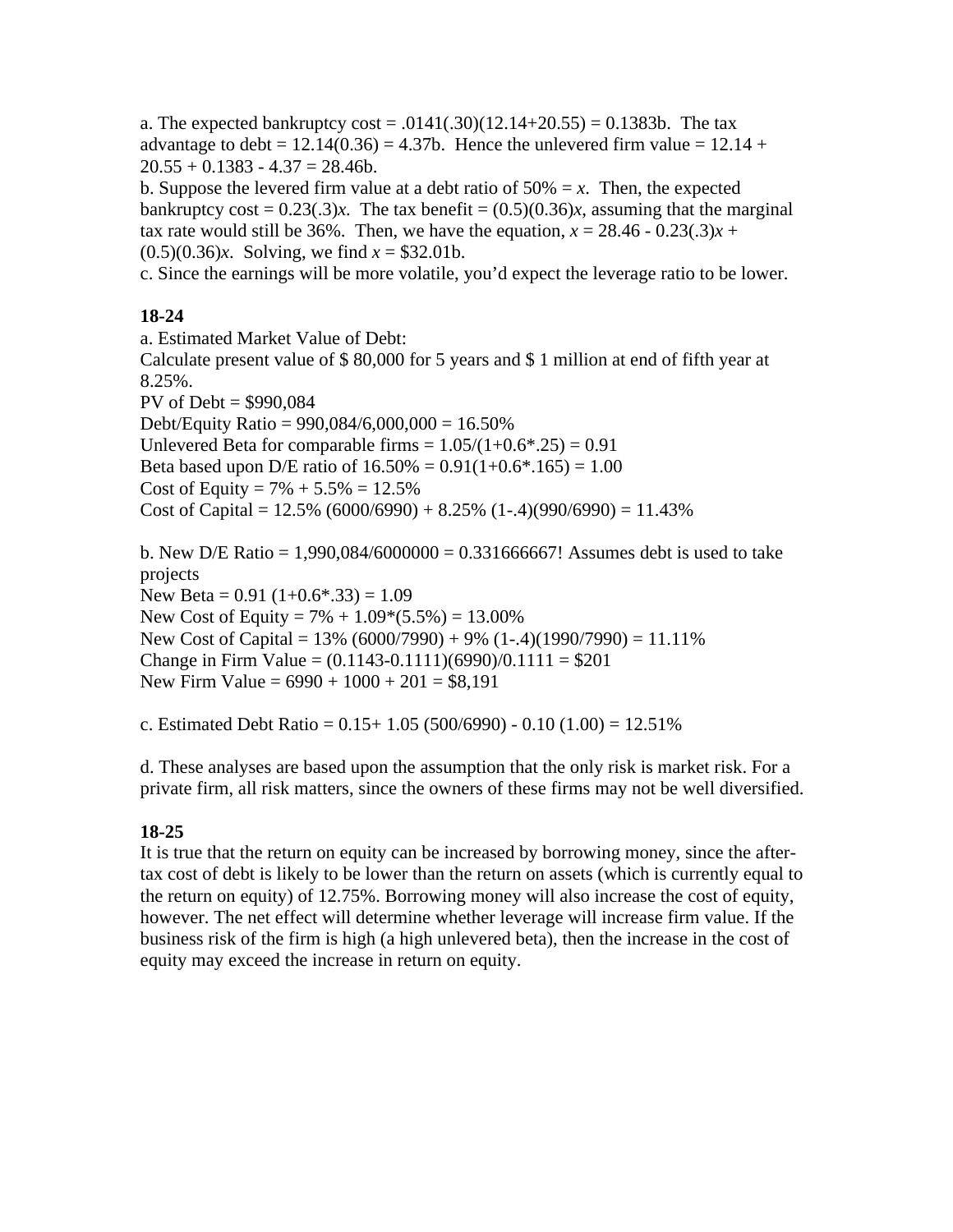a. The expected bankruptcy cost = .0141(.30)(12.14+20.55) = 0.1383b. The tax advantage to debt = 12.14(0.36) = 4.37b. Hence the unlevered firm value = 12.14 + 20.55 + 0.1383 - 4.37 = 28.46b.

b. Suppose the levered firm value at a debt ratio of 50% = $x$. Then, the expected bankruptcy cost = 0.23(.3)$x$. The tax benefit = (0.5)(0.36)$x$, assuming that the marginal tax rate would still be 36%. Then, we have the equation, $x$ = 28.46 - 0.23(.3)$x$ + (0.5)(0.36)$x$. Solving, we find $x$ = $32.01b.

c. Since the earnings will be more volatile, you'd expect the leverage ratio to be lower.

**18-24**

a. Estimated Market Value of Debt:
Calculate present value of $ 80,000 for 5 years and $ 1 million at end of fifth year at 8.25%.
PV of Debt = $990,084
Debt/Equity Ratio = 990,084/6,000,000 = 16.50%
Unlevered Beta for comparable firms = 1.05/(1+0.6*.25) = 0.91
Beta based upon D/E ratio of 16.50% = 0.91(1+0.6*.165) = 1.00
Cost of Equity = 7% + 5.5% = 12.5%
Cost of Capital = 12.5% (6000/6990) + 8.25% (1-.4)(990/6990) = 11.43%

b. New D/E Ratio = 1,990,084/6000000 = 0.331666667! Assumes debt is used to take projects
New Beta = 0.91 (1+0.6*.33) = 1.09
New Cost of Equity = 7% + 1.09*(5.5%) = 13.00%
New Cost of Capital = 13% (6000/7990) + 9% (1-.4)(1990/7990) = 11.11%
Change in Firm Value = (0.1143-0.1111)(6990)/0.1111 = $201
New Firm Value = 6990 + 1000 + 201 = $8,191

c. Estimated Debt Ratio = 0.15+ 1.05 (500/6990) - 0.10 (1.00) = 12.51%

d. These analyses are based upon the assumption that the only risk is market risk. For a private firm, all risk matters, since the owners of these firms may not be well diversified.

**18-25**

It is true that the return on equity can be increased by borrowing money, since the after-tax cost of debt is likely to be lower than the return on assets (which is currently equal to the return on equity) of 12.75%. Borrowing money will also increase the cost of equity, however. The net effect will determine whether leverage will increase firm value. If the business risk of the firm is high (a high unlevered beta), then the increase in the cost of equity may exceed the increase in return on equity.